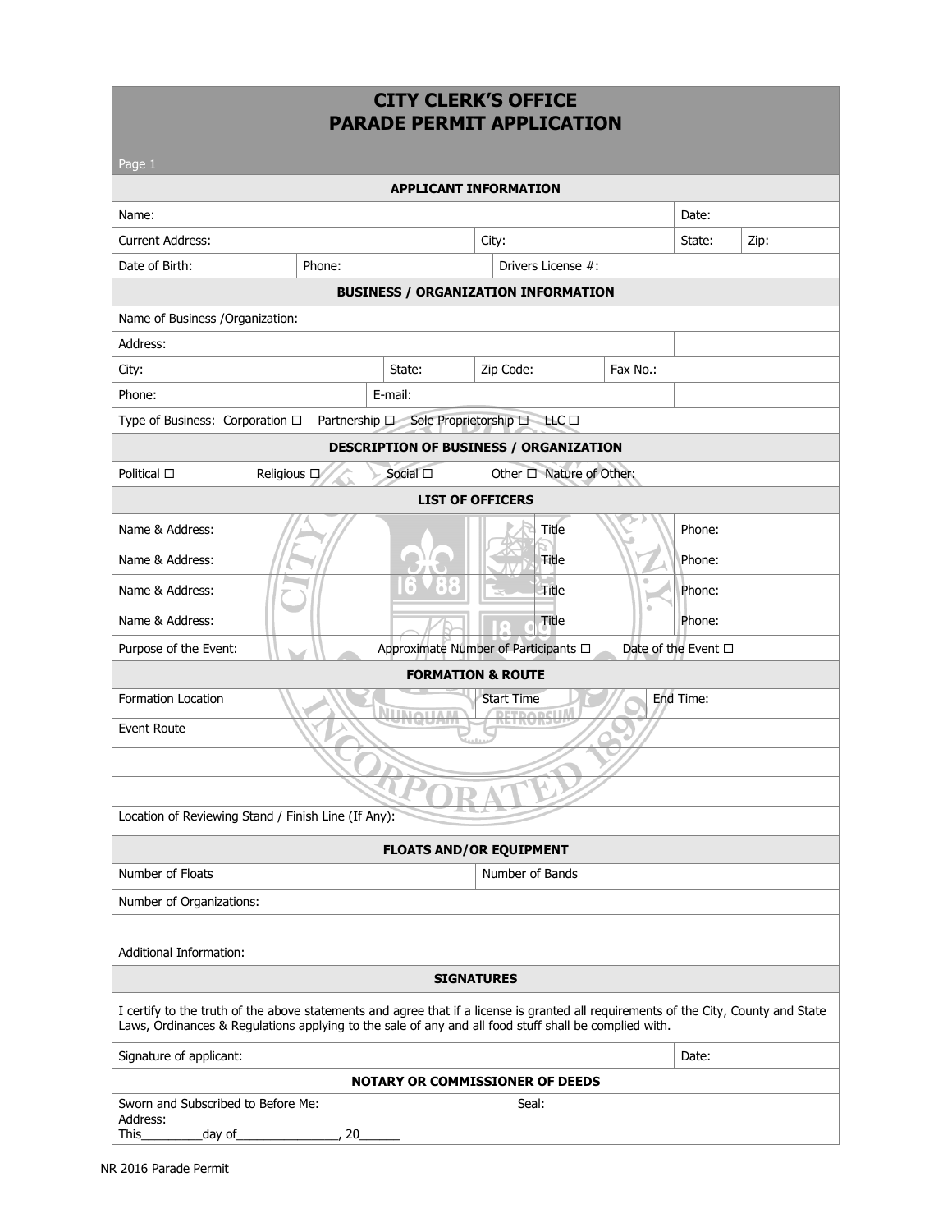# CITY CLERK'S OFFICE
# PARADE PERMIT APPLICATION

Page 1

## APPLICANT INFORMATION

| | | | | | |
|---|---|---|---|---|---|
| Name: | | | | Date: | |
| Current Address: | | City: | | State: | Zip: |
| Date of Birth: | Phone: | Drivers License #: | | | |

## BUSINESS / ORGANIZATION INFORMATION

| | | | | |
|---|---|---|---|---|
| Name of Business /Organization: | | | | |
| Address: | | | | |
| City: | State: | Zip Code: | Fax No.: | |
| Phone: | E-mail: | | | |

Type of Business: Corporation ☐ Partnership ☐ Sole Proprietorship ☐ LLC ☐

## DESCRIPTION OF BUSINESS / ORGANIZATION

Political ☐ Religious ☐ Social ☐ Other ☐ Nature of Other:

## LIST OF OFFICERS

| | | |
|---|---|---|
| Name & Address: | Title | Phone: |
| Name & Address: | Title | Phone: |
| Name & Address: | Title | Phone: |
| Name & Address: | Title | Phone: |

Purpose of the Event: Approximate Number of Participants ☐ Date of the Event ☐

## FORMATION & ROUTE

| | | |
|---|---|---|
| Formation Location | Start Time | End Time: |
| Event Route | | |
| | | |
| | | |
| Location of Reviewing Stand / Finish Line (If Any): | | |

## FLOATS AND/OR EQUIPMENT

| | |
|---|---|
| Number of Floats | Number of Bands |
| Number of Organizations: | |
| | |
| Additional Information: | |

## SIGNATURES

I certify to the truth of the above statements and agree that if a license is granted all requirements of the City, County and State Laws, Ordinances & Regulations applying to the sale of any and all food stuff shall be complied with.

| | |
|---|---|
| Signature of applicant: | Date: |

## NOTARY OR COMMISSIONER OF DEEDS

Sworn and Subscribed to Before Me: Seal:
Address:
This_________day of_______________, 20______

NR 2016 Parade Permit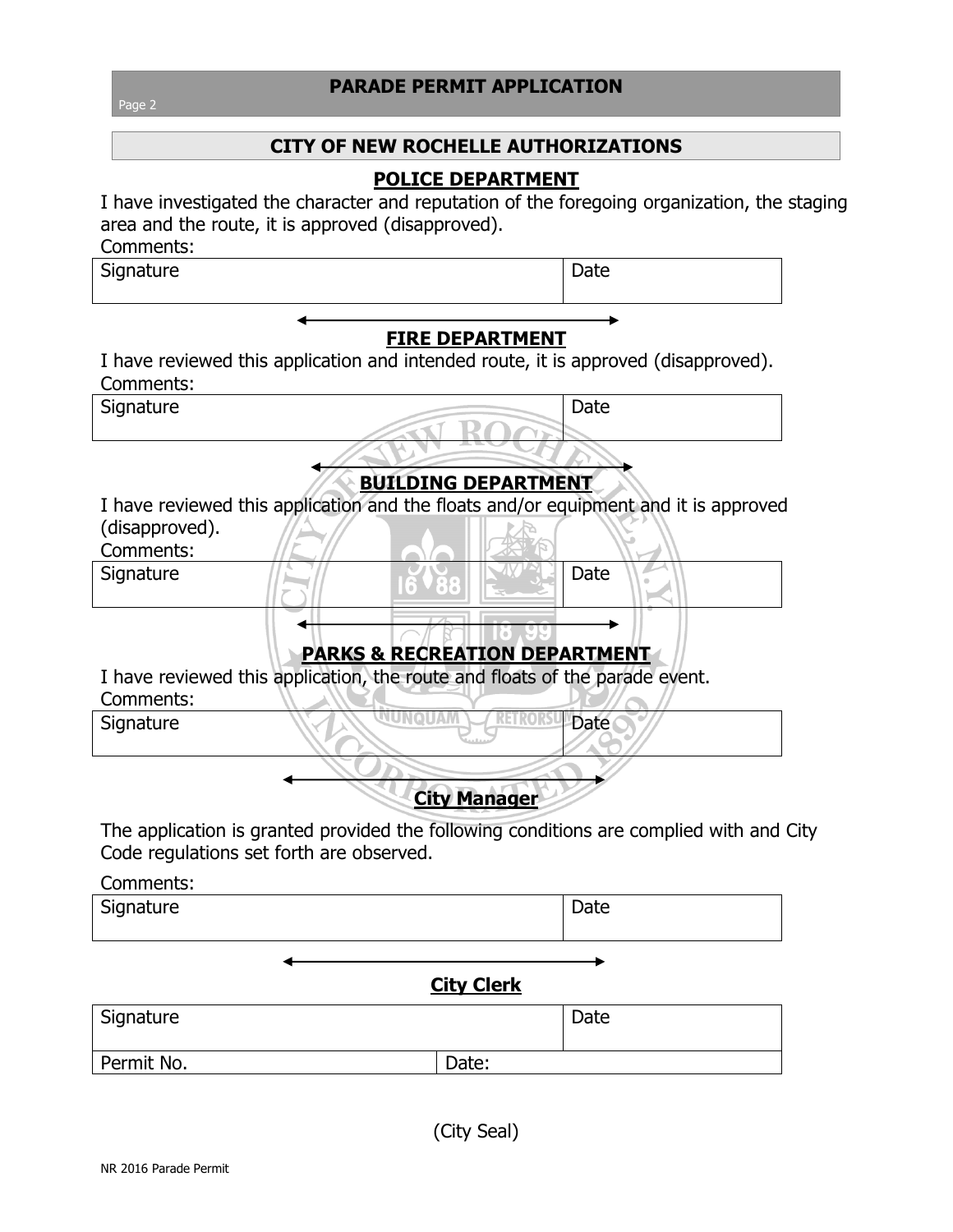# PARADE PERMIT APPLICATION

## CITY OF NEW ROCHELLE AUTHORIZATIONS

### POLICE DEPARTMENT

I have investigated the character and reputation of the foregoing organization, the staging area and the route, it is approved (disapproved).

Comments:

| Signature | Date |
|---|---|
| | |

### FIRE DEPARTMENT

I have reviewed this application and intended route, it is approved (disapproved).

Comments:

| Signature | Date |
|---|---|
| | |

### BUILDING DEPARTMENT

I have reviewed this application and the floats and/or equipment and it is approved (disapproved).

Comments:

| Signature | Date |
|---|---|
| | |

### PARKS & RECREATION DEPARTMENT

I have reviewed this application, the route and floats of the parade event.

Comments:

| Signature | Date |
|---|---|
| | |

### City Manager

The application is granted provided the following conditions are complied with and City Code regulations set forth are observed.

Comments:

| Signature | Date |
|---|---|
| | |

### City Clerk

| Signature | | Date |
|---|---|---|
| Permit No. | Date: | |

(City Seal)

NR 2016 Parade Permit